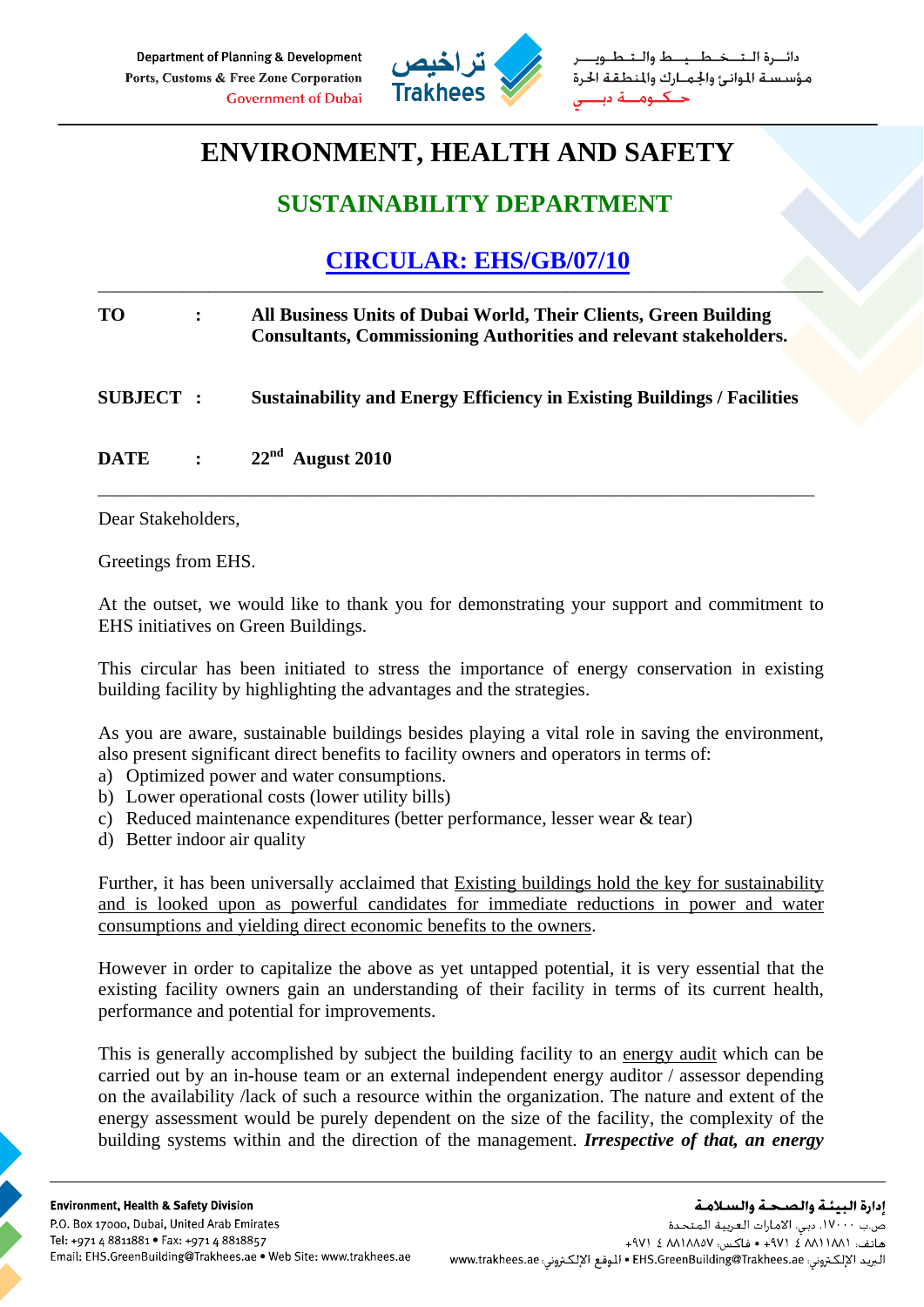Department of Planning & Development
Ports, Customs & Free Zone Corporation
Government of Dubai

تراخيص Trakhees

دائـرة الـتـخـطـيـط والـتـطـويـر
مؤسسة الموانئ والجمارك والمنطقة الحرة
حكومة دبي

# ENVIRONMENT, HEALTH AND SAFETY

## SUSTAINABILITY DEPARTMENT

## CIRCULAR: EHS/GB/07/10

---

**TO** : **All Business Units of Dubai World, Their Clients, Green Building Consultants, Commissioning Authorities and relevant stakeholders.**

**SUBJECT** : **Sustainability and Energy Efficiency in Existing Buildings / Facilities**

**DATE** : **22nd August 2010**

---

Dear Stakeholders,

Greetings from EHS.

At the outset, we would like to thank you for demonstrating your support and commitment to EHS initiatives on Green Buildings.

This circular has been initiated to stress the importance of energy conservation in existing building facility by highlighting the advantages and the strategies.

As you are aware, sustainable buildings besides playing a vital role in saving the environment, also present significant direct benefits to facility owners and operators in terms of:

a) Optimized power and water consumptions.
b) Lower operational costs (lower utility bills)
c) Reduced maintenance expenditures (better performance, lesser wear & tear)
d) Better indoor air quality

Further, it has been universally acclaimed that Existing buildings hold the key for sustainability and is looked upon as powerful candidates for immediate reductions in power and water consumptions and yielding direct economic benefits to the owners.

However in order to capitalize the above as yet untapped potential, it is very essential that the existing facility owners gain an understanding of their facility in terms of its current health, performance and potential for improvements.

This is generally accomplished by subject the building facility to an energy audit which can be carried out by an in-house team or an external independent energy auditor / assessor depending on the availability /lack of such a resource within the organization. The nature and extent of the energy assessment would be purely dependent on the size of the facility, the complexity of the building systems within and the direction of the management. ***Irrespective of that, an energy***

**Environment, Health & Safety Division**
P.O. Box 17000, Dubai, United Arab Emirates
Tel: +971 4 8811881 • Fax: +971 4 8818857
Email: EHS.GreenBuilding@Trakhees.ae • Web Site: www.trakhees.ae

إدارة البيئة والصحة والسلامة
ص.ب ١٧٠٠٠، دبي، الامارات العربية المتحدة
هاتف: ٨٨١١٨٨١ ٤ ٩٧١+ • فاكس: ٨٨١٨٨٥٧ ٤ ٩٧١+
البريد الإلكتروني: EHS.GreenBuilding@Trakhees.ae • الموقع الإلكتروني: www.trakhees.ae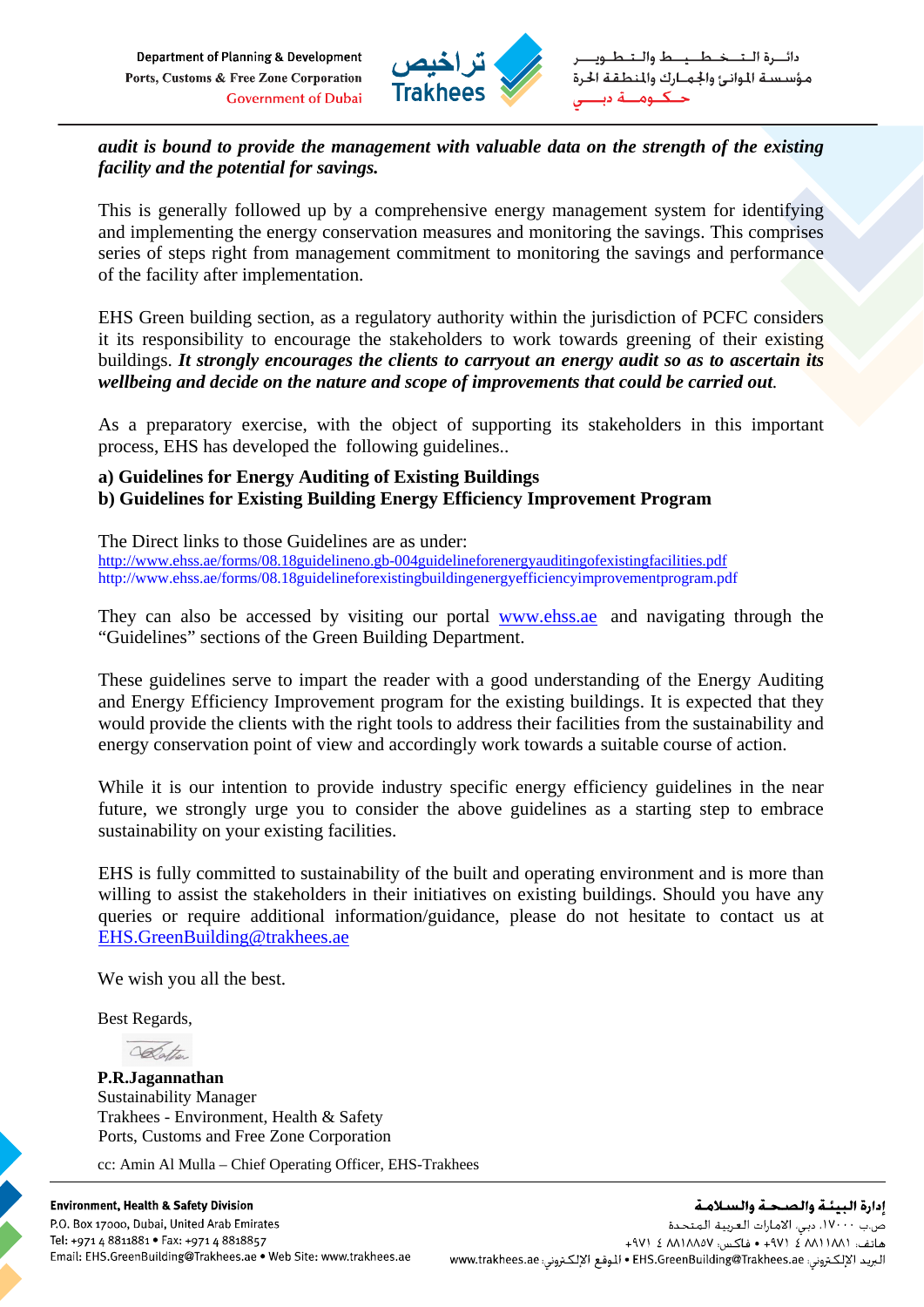***audit is bound to provide the management with valuable data on the strength of the existing facility and the potential for savings.***

This is generally followed up by a comprehensive energy management system for identifying and implementing the energy conservation measures and monitoring the savings. This comprises series of steps right from management commitment to monitoring the savings and performance of the facility after implementation.

EHS Green building section, as a regulatory authority within the jurisdiction of PCFC considers it its responsibility to encourage the stakeholders to work towards greening of their existing buildings. ***It strongly encourages the clients to carryout an energy audit so as to ascertain its wellbeing and decide on the nature and scope of improvements that could be carried out.***

As a preparatory exercise, with the object of supporting its stakeholders in this important process, EHS has developed the following guidelines..

**a) Guidelines for Energy Auditing of Existing Buildings**
**b) Guidelines for Existing Building Energy Efficiency Improvement Program**

The Direct links to those Guidelines are as under:
http://www.ehss.ae/forms/08.18guidelineno.gb-004guidelineforenergyauditingofexistingfacilities.pdf
http://www.ehss.ae/forms/08.18guidelineforexistingbuildingenergyefficiencyimprovementprogram.pdf

They can also be accessed by visiting our portal www.ehss.ae and navigating through the “Guidelines” sections of the Green Building Department.

These guidelines serve to impart the reader with a good understanding of the Energy Auditing and Energy Efficiency Improvement program for the existing buildings. It is expected that they would provide the clients with the right tools to address their facilities from the sustainability and energy conservation point of view and accordingly work towards a suitable course of action.

While it is our intention to provide industry specific energy efficiency guidelines in the near future, we strongly urge you to consider the above guidelines as a starting step to embrace sustainability on your existing facilities.

EHS is fully committed to sustainability of the built and operating environment and is more than willing to assist the stakeholders in their initiatives on existing buildings. Should you have any queries or require additional information/guidance, please do not hesitate to contact us at EHS.GreenBuilding@trakhees.ae

We wish you all the best.

Best Regards,

**P.R.Jagannathan**
Sustainability Manager
Trakhees - Environment, Health & Safety
Ports, Customs and Free Zone Corporation

cc: Amin Al Mulla – Chief Operating Officer, EHS-Trakhees